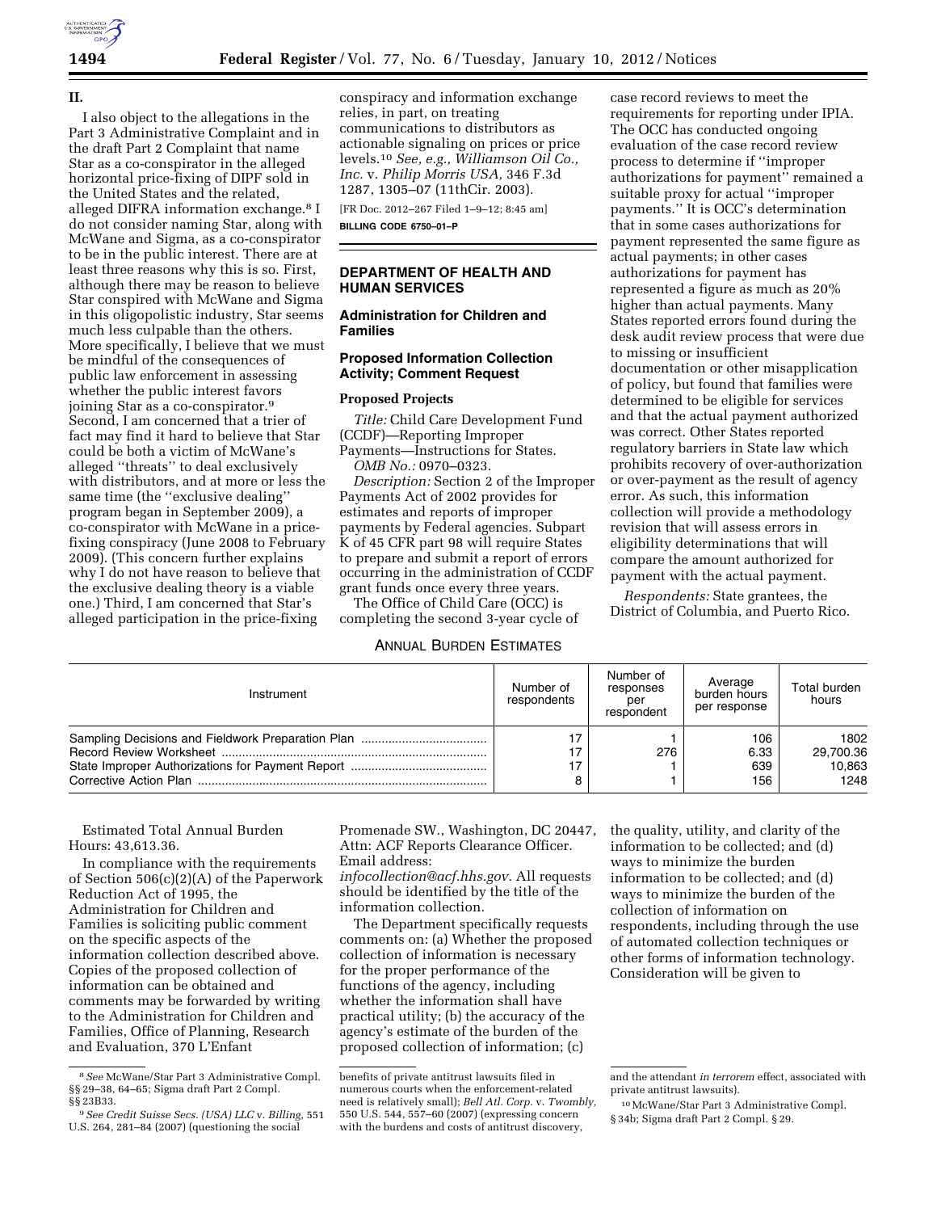## II.

I also object to the allegations in the Part 3 Administrative Complaint and in the draft Part 2 Complaint that name Star as a co-conspirator in the alleged horizontal price-fixing of DIPF sold in the United States and the related, alleged DIFRA information exchange.[8] I do not consider naming Star, along with McWane and Sigma, as a co-conspirator to be in the public interest. There are at least three reasons why this is so. First, although there may be reason to believe Star conspired with McWane and Sigma in this oligopolistic industry, Star seems much less culpable than the others. More specifically, I believe that we must be mindful of the consequences of public law enforcement in assessing whether the public interest favors joining Star as a co-conspirator.[9] Second, I am concerned that a trier of fact may find it hard to believe that Star could be both a victim of McWane's alleged "threats" to deal exclusively with distributors, and at more or less the same time (the "exclusive dealing" program began in September 2009), a co-conspirator with McWane in a price-fixing conspiracy (June 2008 to February 2009). (This concern further explains why I do not have reason to believe that the exclusive dealing theory is a viable one.) Third, I am concerned that Star's alleged participation in the price-fixing conspiracy and information exchange relies, in part, on treating communications to distributors as actionable signaling on prices or price levels.[10] *See, e.g., Williamson Oil Co., Inc.* v. *Philip Morris USA,* 346 F.3d 1287, 1305–07 (11thCir. 2003).

[FR Doc. 2012–267 Filed 1–9–12; 8:45 am]

**BILLING CODE 6750–01–P**

---

[8] *See* McWane/Star Part 3 Administrative Compl. §§ 29–38, 64–65; Sigma draft Part 2 Compl. §§ 23B33.

[9] *See Credit Suisse Secs. (USA) LLC* v. *Billing,* 551 U.S. 264, 281–84 (2007) (questioning the social benefits of private antitrust lawsuits filed in numerous courts when the enforcement-related need is relatively small); *Bell Atl. Corp.* v. *Twombly,* 550 U.S. 544, 557–60 (2007) (expressing concern with the burdens and costs of antitrust discovery, and the attendant *in terrorem* effect, associated with private antitrust lawsuits).

[10] McWane/Star Part 3 Administrative Compl. § 34b; Sigma draft Part 2 Compl. § 29.

---

## DEPARTMENT OF HEALTH AND HUMAN SERVICES

### Administration for Children and Families

### Proposed Information Collection Activity; Comment Request

#### Proposed Projects

*Title:* Child Care Development Fund (CCDF)—Reporting Improper Payments—Instructions for States.

*OMB No.:* 0970–0323.

*Description:* Section 2 of the Improper Payments Act of 2002 provides for estimates and reports of improper payments by Federal agencies. Subpart K of 45 CFR part 98 will require States to prepare and submit a report of errors occurring in the administration of CCDF grant funds once every three years.

The Office of Child Care (OCC) is completing the second 3-year cycle of case record reviews to meet the requirements for reporting under IPIA. The OCC has conducted ongoing evaluation of the case record review process to determine if "improper authorizations for payment" remained a suitable proxy for actual "improper payments." It is OCC's determination that in some cases authorizations for payment represented the same figure as actual payments; in other cases authorizations for payment has represented a figure as much as 20% higher than actual payments. Many States reported errors found during the desk audit review process that were due to missing or insufficient documentation or other misapplication of policy, but found that families were determined to be eligible for services and that the actual payment authorized was correct. Other States reported regulatory barriers in State law which prohibits recovery of over-authorization or over-payment as the result of agency error. As such, this information collection will provide a methodology revision that will assess errors in eligibility determinations that will compare the amount authorized for payment with the actual payment.

*Respondents:* State grantees, the District of Columbia, and Puerto Rico.

ANNUAL BURDEN ESTIMATES

| Instrument | Number of respondents | Number of responses per respondent | Average burden hours per response | Total burden hours |
|---|---|---|---|---|
| Sampling Decisions and Fieldwork Preparation Plan | 17 | 1 | 106 | 1802 |
| Record Review Worksheet | 17 | 276 | 6.33 | 29,700.36 |
| State Improper Authorizations for Payment Report | 17 | 1 | 639 | 10,863 |
| Corrective Action Plan | 8 | 1 | 156 | 1248 |

Estimated Total Annual Burden Hours: 43,613.36.

In compliance with the requirements of Section 506(c)(2)(A) of the Paperwork Reduction Act of 1995, the Administration for Children and Families is soliciting public comment on the specific aspects of the information collection described above. Copies of the proposed collection of information can be obtained and comments may be forwarded by writing to the Administration for Children and Families, Office of Planning, Research and Evaluation, 370 L'Enfant Promenade SW., Washington, DC 20447, Attn: ACF Reports Clearance Officer. Email address: *infocollection@acf.hhs.gov.* All requests should be identified by the title of the information collection.

The Department specifically requests comments on: (a) Whether the proposed collection of information is necessary for the proper performance of the functions of the agency, including whether the information shall have practical utility; (b) the accuracy of the agency's estimate of the burden of the proposed collection of information; (c) the quality, utility, and clarity of the information to be collected; and (d) ways to minimize the burden information to be collected; and (d) ways to minimize the burden of the collection of information on respondents, including through the use of automated collection techniques or other forms of information technology. Consideration will be given to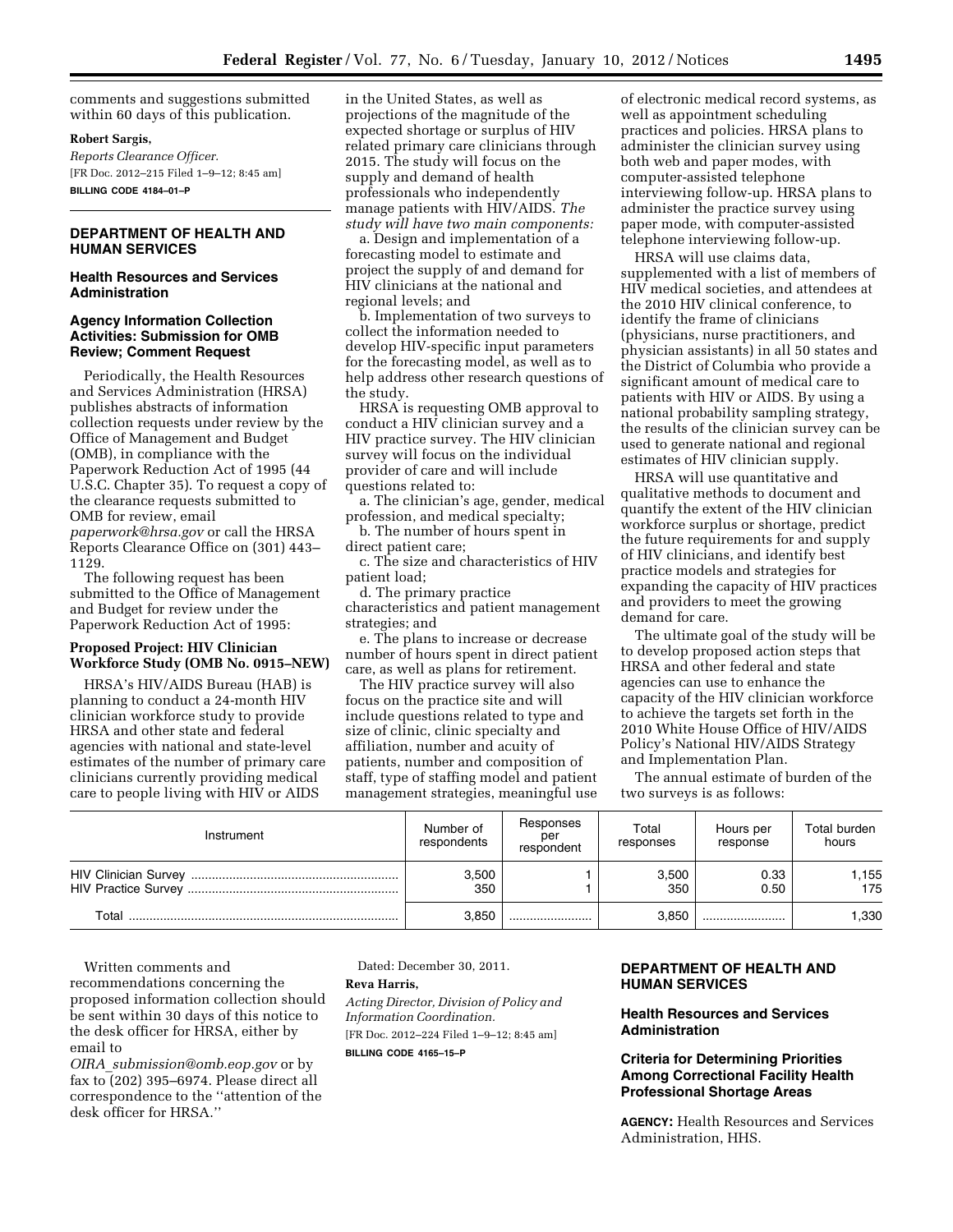comments and suggestions submitted within 60 days of this publication.

**Robert Sargis,**

*Reports Clearance Officer.*

[FR Doc. 2012–215 Filed 1–9–12; 8:45 am]

**BILLING CODE 4184–01–P**

## DEPARTMENT OF HEALTH AND HUMAN SERVICES

### Health Resources and Services Administration

### Agency Information Collection Activities: Submission for OMB Review; Comment Request

Periodically, the Health Resources and Services Administration (HRSA) publishes abstracts of information collection requests under review by the Office of Management and Budget (OMB), in compliance with the Paperwork Reduction Act of 1995 (44 U.S.C. Chapter 35). To request a copy of the clearance requests submitted to OMB for review, email *paperwork@hrsa.gov* or call the HRSA Reports Clearance Office on (301) 443–1129.

The following request has been submitted to the Office of Management and Budget for review under the Paperwork Reduction Act of 1995:

**Proposed Project: HIV Clinician Workforce Study (OMB No. 0915–NEW)**

HRSA's HIV/AIDS Bureau (HAB) is planning to conduct a 24-month HIV clinician workforce study to provide HRSA and other state and federal agencies with national and state-level estimates of the number of primary care clinicians currently providing medical care to people living with HIV or AIDS in the United States, as well as projections of the magnitude of the expected shortage or surplus of HIV related primary care clinicians through 2015. The study will focus on the supply and demand of health professionals who independently manage patients with HIV/AIDS. *The study will have two main components:*

a. Design and implementation of a forecasting model to estimate and project the supply of and demand for HIV clinicians at the national and regional levels; and

b. Implementation of two surveys to collect the information needed to develop HIV-specific input parameters for the forecasting model, as well as to help address other research questions of the study.

HRSA is requesting OMB approval to conduct a HIV clinician survey and a HIV practice survey. The HIV clinician survey will focus on the individual provider of care and will include questions related to:

a. The clinician's age, gender, medical profession, and medical specialty;

b. The number of hours spent in direct patient care;

c. The size and characteristics of HIV patient load;

d. The primary practice characteristics and patient management strategies; and

e. The plans to increase or decrease number of hours spent in direct patient care, as well as plans for retirement.

The HIV practice survey will also focus on the practice site and will include questions related to type and size of clinic, clinic specialty and affiliation, number and acuity of patients, number and composition of staff, type of staffing model and patient management strategies, meaningful use of electronic medical record systems, as well as appointment scheduling practices and policies. HRSA plans to administer the clinician survey using both web and paper modes, with computer-assisted telephone interviewing follow-up. HRSA plans to administer the practice survey using paper mode, with computer-assisted telephone interviewing follow-up.

HRSA will use claims data, supplemented with a list of members of HIV medical societies, and attendees at the 2010 HIV clinical conference, to identify the frame of clinicians (physicians, nurse practitioners, and physician assistants) in all 50 states and the District of Columbia who provide a significant amount of medical care to patients with HIV or AIDS. By using a national probability sampling strategy, the results of the clinician survey can be used to generate national and regional estimates of HIV clinician supply.

HRSA will use quantitative and qualitative methods to document and quantify the extent of the HIV clinician workforce surplus or shortage, predict the future requirements for and supply of HIV clinicians, and identify best practice models and strategies for expanding the capacity of HIV practices and providers to meet the growing demand for care.

The ultimate goal of the study will be to develop proposed action steps that HRSA and other federal and state agencies can use to enhance the capacity of the HIV clinician workforce to achieve the targets set forth in the 2010 White House Office of HIV/AIDS Policy's National HIV/AIDS Strategy and Implementation Plan.

The annual estimate of burden of the two surveys is as follows:

| Instrument | Number of respondents | Responses per respondent | Total responses | Hours per response | Total burden hours |
|---|---|---|---|---|---|
| HIV Clinician Survey | 3,500 | 1 | 3,500 | 0.33 | 1,155 |
| HIV Practice Survey | 350 | 1 | 350 | 0.50 | 175 |
| Total | 3,850 | | 3,850 | | 1,330 |

Written comments and recommendations concerning the proposed information collection should be sent within 30 days of this notice to the desk officer for HRSA, either by email to *OIRA_submission@omb.eop.gov* or by fax to (202) 395–6974. Please direct all correspondence to the ''attention of the desk officer for HRSA.''

Dated: December 30, 2011.

**Reva Harris,**

*Acting Director, Division of Policy and Information Coordination.*

[FR Doc. 2012–224 Filed 1–9–12; 8:45 am]

**BILLING CODE 4165–15–P**

## DEPARTMENT OF HEALTH AND HUMAN SERVICES

### Health Resources and Services Administration

### Criteria for Determining Priorities Among Correctional Facility Health Professional Shortage Areas

**AGENCY:** Health Resources and Services Administration, HHS.